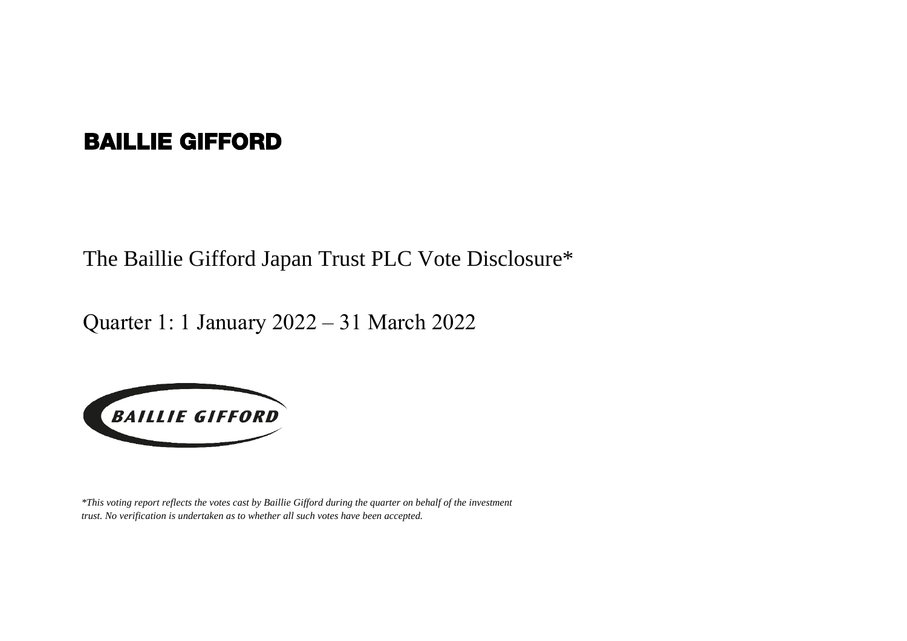# BAILLIE GIFFORD

## The Baillie Gifford Japan Trust PLC Vote Disclosure*

## Quarter 1: 1 January 2022 – 31 March 2022

*\*This voting report reflects the votes cast by Baillie Gifford during the quarter on behalf of the investment trust. No verification is undertaken as to whether all such votes have been accepted.*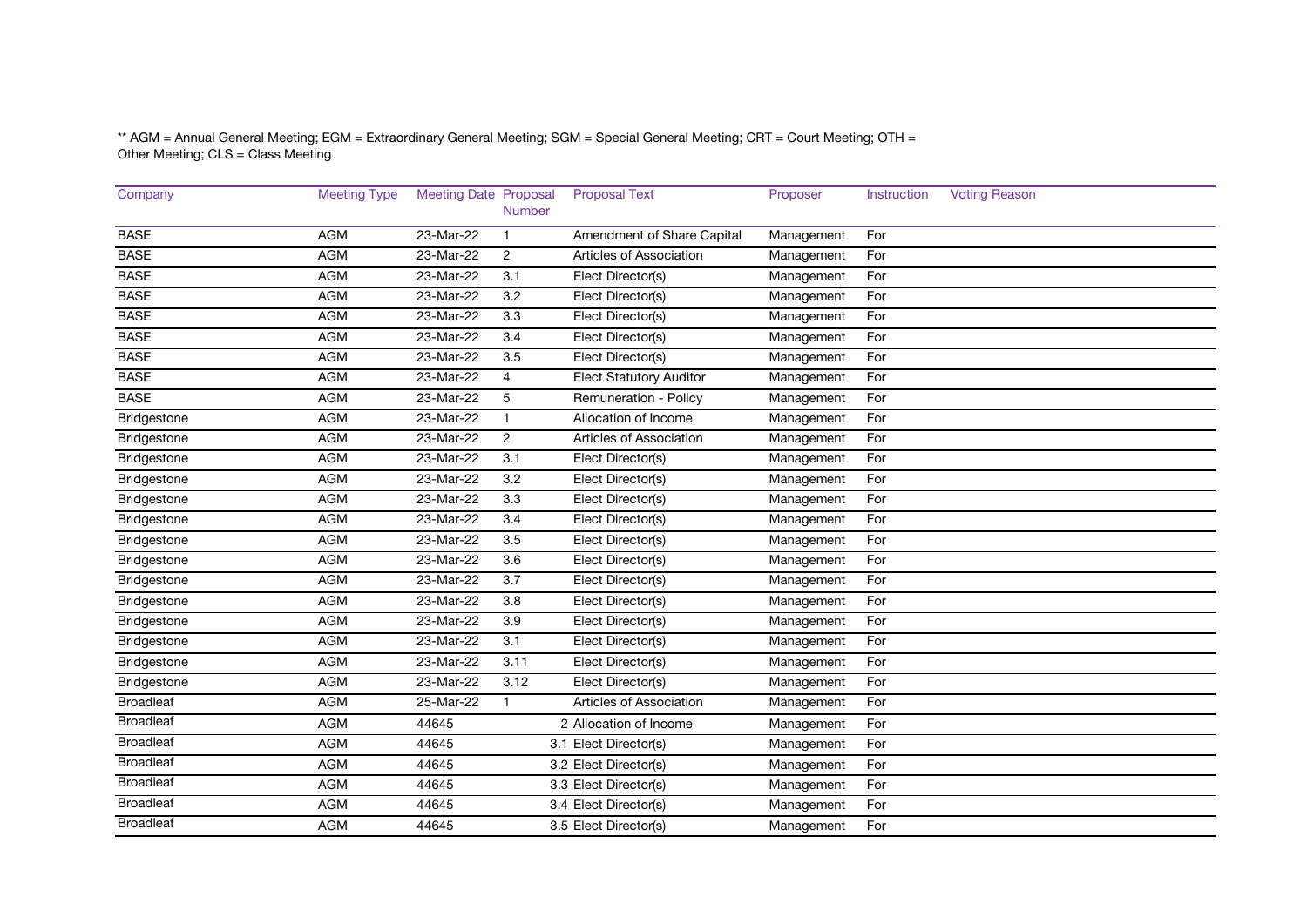** AGM = Annual General Meeting; EGM = Extraordinary General Meeting; SGM = Special General Meeting; CRT = Court Meeting; OTH = Other Meeting; CLS = Class Meeting

| Company | Meeting Type | Meeting Date | Proposal Number | Proposal Text | Proposer | Instruction | Voting Reason |
|---|---|---|---|---|---|---|---|
| BASE | AGM | 23-Mar-22 | 1 | Amendment of Share Capital | Management | For | |
| BASE | AGM | 23-Mar-22 | 2 | Articles of Association | Management | For | |
| BASE | AGM | 23-Mar-22 | 3.1 | Elect Director(s) | Management | For | |
| BASE | AGM | 23-Mar-22 | 3.2 | Elect Director(s) | Management | For | |
| BASE | AGM | 23-Mar-22 | 3.3 | Elect Director(s) | Management | For | |
| BASE | AGM | 23-Mar-22 | 3.4 | Elect Director(s) | Management | For | |
| BASE | AGM | 23-Mar-22 | 3.5 | Elect Director(s) | Management | For | |
| BASE | AGM | 23-Mar-22 | 4 | Elect Statutory Auditor | Management | For | |
| BASE | AGM | 23-Mar-22 | 5 | Remuneration - Policy | Management | For | |
| Bridgestone | AGM | 23-Mar-22 | 1 | Allocation of Income | Management | For | |
| Bridgestone | AGM | 23-Mar-22 | 2 | Articles of Association | Management | For | |
| Bridgestone | AGM | 23-Mar-22 | 3.1 | Elect Director(s) | Management | For | |
| Bridgestone | AGM | 23-Mar-22 | 3.2 | Elect Director(s) | Management | For | |
| Bridgestone | AGM | 23-Mar-22 | 3.3 | Elect Director(s) | Management | For | |
| Bridgestone | AGM | 23-Mar-22 | 3.4 | Elect Director(s) | Management | For | |
| Bridgestone | AGM | 23-Mar-22 | 3.5 | Elect Director(s) | Management | For | |
| Bridgestone | AGM | 23-Mar-22 | 3.6 | Elect Director(s) | Management | For | |
| Bridgestone | AGM | 23-Mar-22 | 3.7 | Elect Director(s) | Management | For | |
| Bridgestone | AGM | 23-Mar-22 | 3.8 | Elect Director(s) | Management | For | |
| Bridgestone | AGM | 23-Mar-22 | 3.9 | Elect Director(s) | Management | For | |
| Bridgestone | AGM | 23-Mar-22 | 3.1 | Elect Director(s) | Management | For | |
| Bridgestone | AGM | 23-Mar-22 | 3.11 | Elect Director(s) | Management | For | |
| Bridgestone | AGM | 23-Mar-22 | 3.12 | Elect Director(s) | Management | For | |
| Broadleaf | AGM | 25-Mar-22 | 1 | Articles of Association | Management | For | |
| Broadleaf | AGM | 44645 | 2 | Allocation of Income | Management | For | |
| Broadleaf | AGM | 44645 | 3.1 | Elect Director(s) | Management | For | |
| Broadleaf | AGM | 44645 | 3.2 | Elect Director(s) | Management | For | |
| Broadleaf | AGM | 44645 | 3.3 | Elect Director(s) | Management | For | |
| Broadleaf | AGM | 44645 | 3.4 | Elect Director(s) | Management | For | |
| Broadleaf | AGM | 44645 | 3.5 | Elect Director(s) | Management | For | |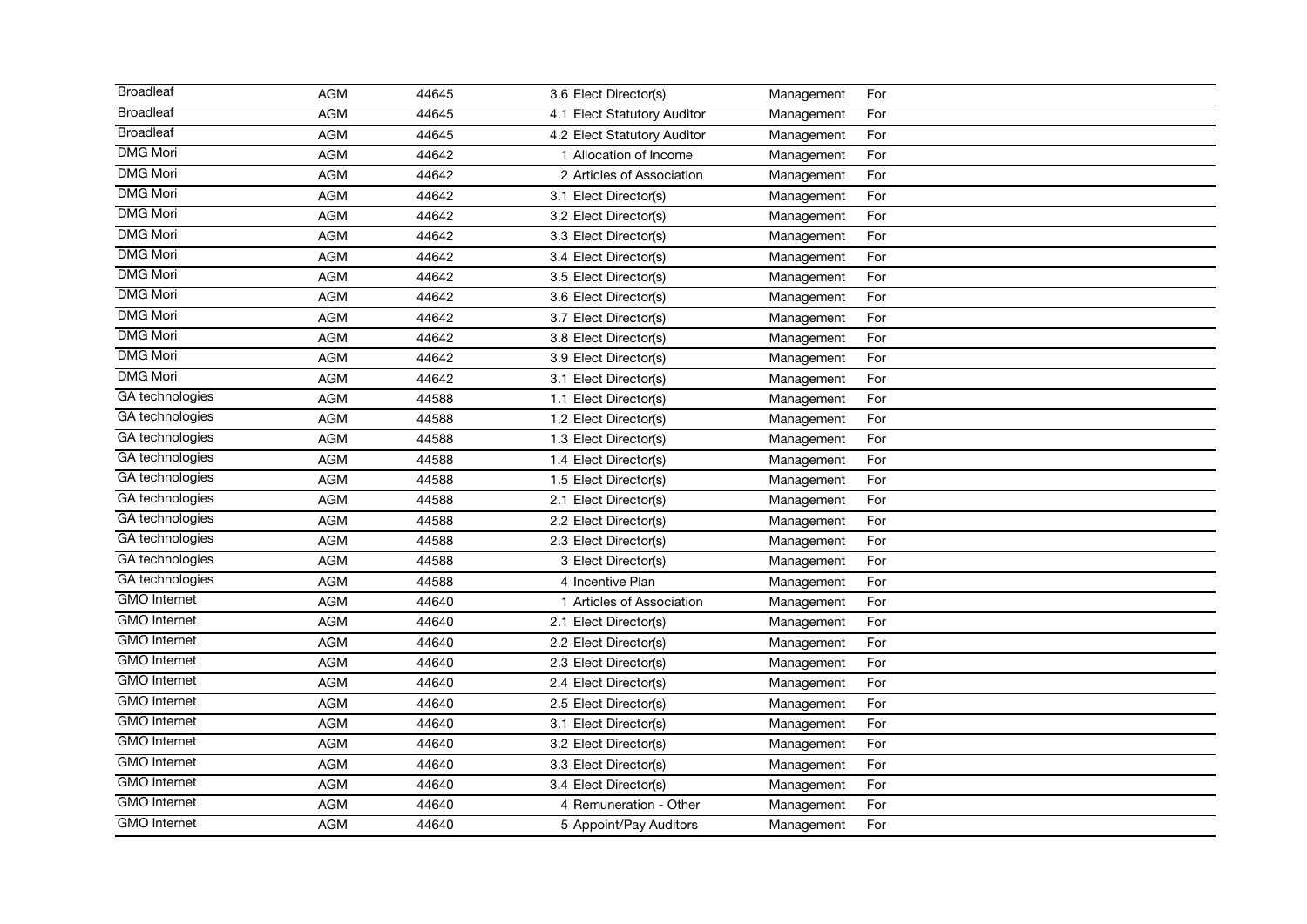| | | | | | |
|---|---|---|---|---|---|
| Broadleaf | AGM | 44645 | 3.6 Elect Director(s) | Management | For |
| Broadleaf | AGM | 44645 | 4.1 Elect Statutory Auditor | Management | For |
| Broadleaf | AGM | 44645 | 4.2 Elect Statutory Auditor | Management | For |
| DMG Mori | AGM | 44642 | 1 Allocation of Income | Management | For |
| DMG Mori | AGM | 44642 | 2 Articles of Association | Management | For |
| DMG Mori | AGM | 44642 | 3.1 Elect Director(s) | Management | For |
| DMG Mori | AGM | 44642 | 3.2 Elect Director(s) | Management | For |
| DMG Mori | AGM | 44642 | 3.3 Elect Director(s) | Management | For |
| DMG Mori | AGM | 44642 | 3.4 Elect Director(s) | Management | For |
| DMG Mori | AGM | 44642 | 3.5 Elect Director(s) | Management | For |
| DMG Mori | AGM | 44642 | 3.6 Elect Director(s) | Management | For |
| DMG Mori | AGM | 44642 | 3.7 Elect Director(s) | Management | For |
| DMG Mori | AGM | 44642 | 3.8 Elect Director(s) | Management | For |
| DMG Mori | AGM | 44642 | 3.9 Elect Director(s) | Management | For |
| DMG Mori | AGM | 44642 | 3.1 Elect Director(s) | Management | For |
| GA technologies | AGM | 44588 | 1.1 Elect Director(s) | Management | For |
| GA technologies | AGM | 44588 | 1.2 Elect Director(s) | Management | For |
| GA technologies | AGM | 44588 | 1.3 Elect Director(s) | Management | For |
| GA technologies | AGM | 44588 | 1.4 Elect Director(s) | Management | For |
| GA technologies | AGM | 44588 | 1.5 Elect Director(s) | Management | For |
| GA technologies | AGM | 44588 | 2.1 Elect Director(s) | Management | For |
| GA technologies | AGM | 44588 | 2.2 Elect Director(s) | Management | For |
| GA technologies | AGM | 44588 | 2.3 Elect Director(s) | Management | For |
| GA technologies | AGM | 44588 | 3 Elect Director(s) | Management | For |
| GA technologies | AGM | 44588 | 4 Incentive Plan | Management | For |
| GMO Internet | AGM | 44640 | 1 Articles of Association | Management | For |
| GMO Internet | AGM | 44640 | 2.1 Elect Director(s) | Management | For |
| GMO Internet | AGM | 44640 | 2.2 Elect Director(s) | Management | For |
| GMO Internet | AGM | 44640 | 2.3 Elect Director(s) | Management | For |
| GMO Internet | AGM | 44640 | 2.4 Elect Director(s) | Management | For |
| GMO Internet | AGM | 44640 | 2.5 Elect Director(s) | Management | For |
| GMO Internet | AGM | 44640 | 3.1 Elect Director(s) | Management | For |
| GMO Internet | AGM | 44640 | 3.2 Elect Director(s) | Management | For |
| GMO Internet | AGM | 44640 | 3.3 Elect Director(s) | Management | For |
| GMO Internet | AGM | 44640 | 3.4 Elect Director(s) | Management | For |
| GMO Internet | AGM | 44640 | 4 Remuneration - Other | Management | For |
| GMO Internet | AGM | 44640 | 5 Appoint/Pay Auditors | Management | For |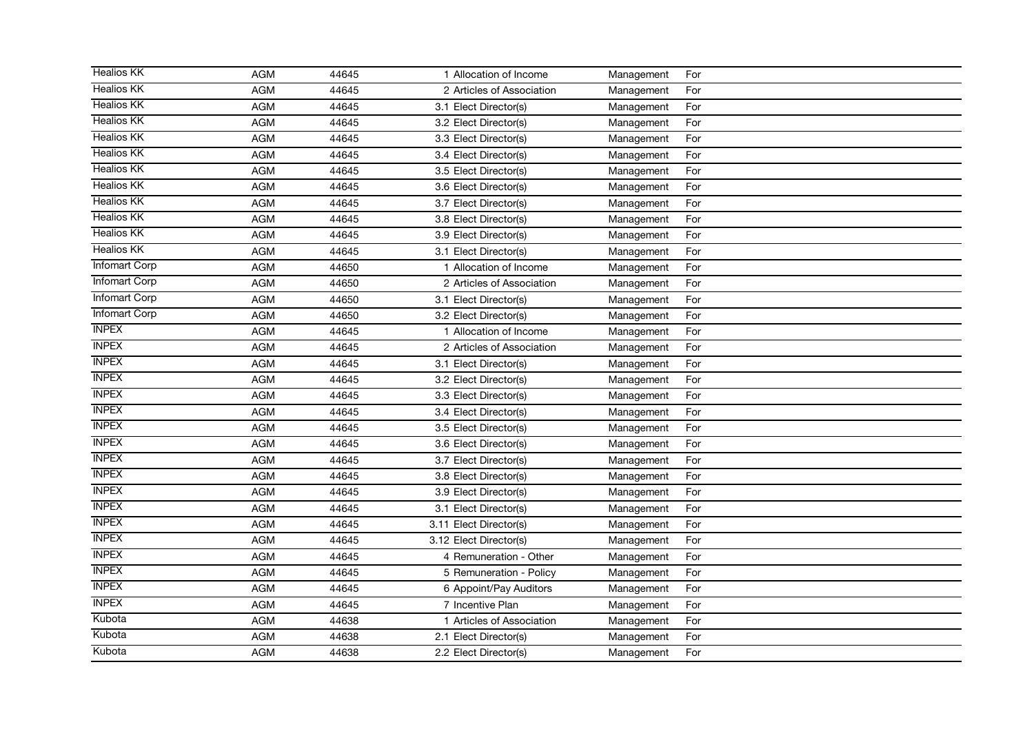| | | | | | |
|---|---|---|---|---|---|
| Healios KK | AGM | 44645 | 1 Allocation of Income | Management | For |
| Healios KK | AGM | 44645 | 2 Articles of Association | Management | For |
| Healios KK | AGM | 44645 | 3.1 Elect Director(s) | Management | For |
| Healios KK | AGM | 44645 | 3.2 Elect Director(s) | Management | For |
| Healios KK | AGM | 44645 | 3.3 Elect Director(s) | Management | For |
| Healios KK | AGM | 44645 | 3.4 Elect Director(s) | Management | For |
| Healios KK | AGM | 44645 | 3.5 Elect Director(s) | Management | For |
| Healios KK | AGM | 44645 | 3.6 Elect Director(s) | Management | For |
| Healios KK | AGM | 44645 | 3.7 Elect Director(s) | Management | For |
| Healios KK | AGM | 44645 | 3.8 Elect Director(s) | Management | For |
| Healios KK | AGM | 44645 | 3.9 Elect Director(s) | Management | For |
| Healios KK | AGM | 44645 | 3.1 Elect Director(s) | Management | For |
| Infomart Corp | AGM | 44650 | 1 Allocation of Income | Management | For |
| Infomart Corp | AGM | 44650 | 2 Articles of Association | Management | For |
| Infomart Corp | AGM | 44650 | 3.1 Elect Director(s) | Management | For |
| Infomart Corp | AGM | 44650 | 3.2 Elect Director(s) | Management | For |
| INPEX | AGM | 44645 | 1 Allocation of Income | Management | For |
| INPEX | AGM | 44645 | 2 Articles of Association | Management | For |
| INPEX | AGM | 44645 | 3.1 Elect Director(s) | Management | For |
| INPEX | AGM | 44645 | 3.2 Elect Director(s) | Management | For |
| INPEX | AGM | 44645 | 3.3 Elect Director(s) | Management | For |
| INPEX | AGM | 44645 | 3.4 Elect Director(s) | Management | For |
| INPEX | AGM | 44645 | 3.5 Elect Director(s) | Management | For |
| INPEX | AGM | 44645 | 3.6 Elect Director(s) | Management | For |
| INPEX | AGM | 44645 | 3.7 Elect Director(s) | Management | For |
| INPEX | AGM | 44645 | 3.8 Elect Director(s) | Management | For |
| INPEX | AGM | 44645 | 3.9 Elect Director(s) | Management | For |
| INPEX | AGM | 44645 | 3.1 Elect Director(s) | Management | For |
| INPEX | AGM | 44645 | 3.11 Elect Director(s) | Management | For |
| INPEX | AGM | 44645 | 3.12 Elect Director(s) | Management | For |
| INPEX | AGM | 44645 | 4 Remuneration - Other | Management | For |
| INPEX | AGM | 44645 | 5 Remuneration - Policy | Management | For |
| INPEX | AGM | 44645 | 6 Appoint/Pay Auditors | Management | For |
| INPEX | AGM | 44645 | 7 Incentive Plan | Management | For |
| Kubota | AGM | 44638 | 1 Articles of Association | Management | For |
| Kubota | AGM | 44638 | 2.1 Elect Director(s) | Management | For |
| Kubota | AGM | 44638 | 2.2 Elect Director(s) | Management | For |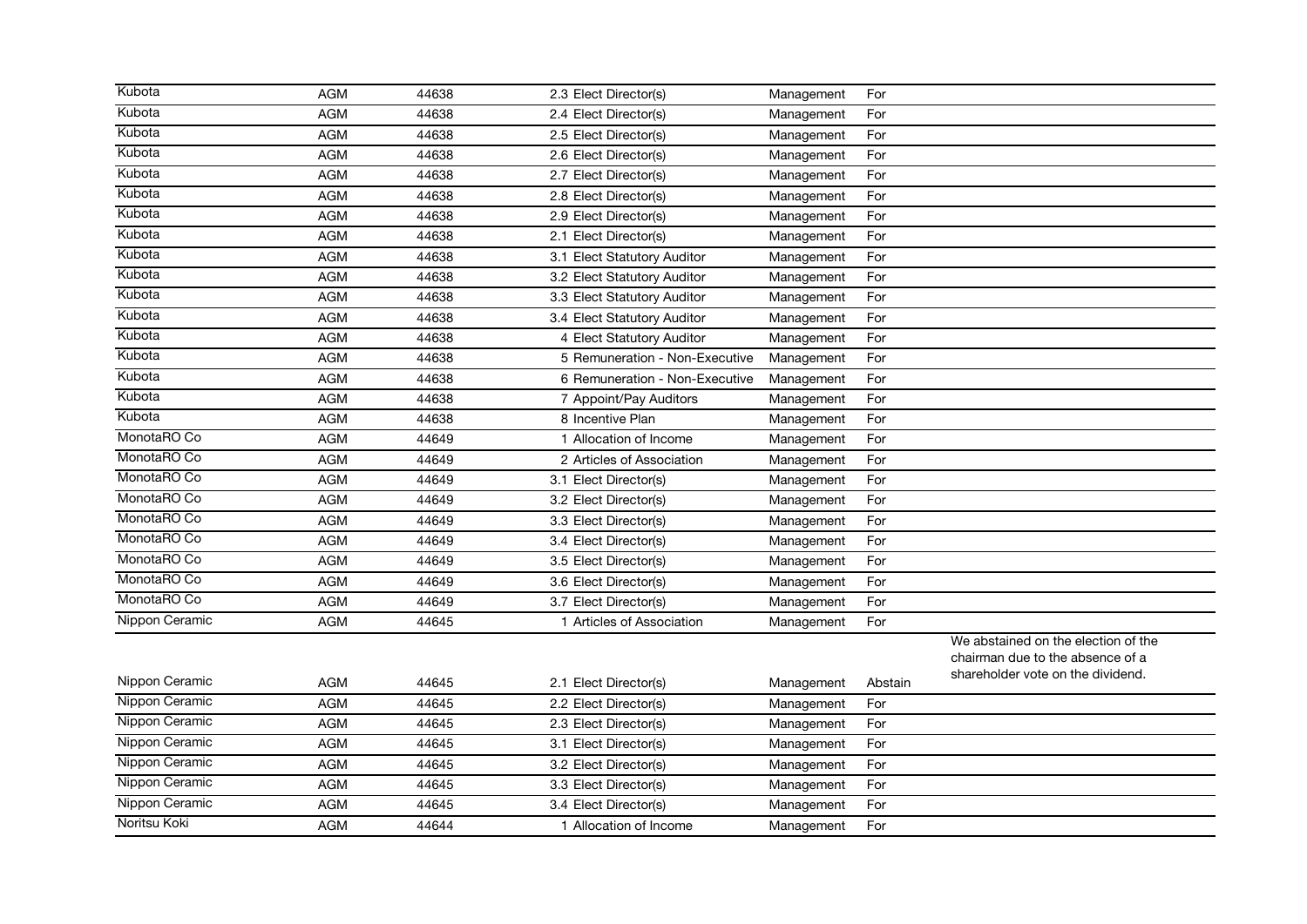| | | | | | | |
|---|---|---|---|---|---|---|
| Kubota | AGM | 44638 | 2.3 Elect Director(s) | Management | For | |
| Kubota | AGM | 44638 | 2.4 Elect Director(s) | Management | For | |
| Kubota | AGM | 44638 | 2.5 Elect Director(s) | Management | For | |
| Kubota | AGM | 44638 | 2.6 Elect Director(s) | Management | For | |
| Kubota | AGM | 44638 | 2.7 Elect Director(s) | Management | For | |
| Kubota | AGM | 44638 | 2.8 Elect Director(s) | Management | For | |
| Kubota | AGM | 44638 | 2.9 Elect Director(s) | Management | For | |
| Kubota | AGM | 44638 | 2.1 Elect Director(s) | Management | For | |
| Kubota | AGM | 44638 | 3.1 Elect Statutory Auditor | Management | For | |
| Kubota | AGM | 44638 | 3.2 Elect Statutory Auditor | Management | For | |
| Kubota | AGM | 44638 | 3.3 Elect Statutory Auditor | Management | For | |
| Kubota | AGM | 44638 | 3.4 Elect Statutory Auditor | Management | For | |
| Kubota | AGM | 44638 | 4 Elect Statutory Auditor | Management | For | |
| Kubota | AGM | 44638 | 5 Remuneration - Non-Executive | Management | For | |
| Kubota | AGM | 44638 | 6 Remuneration - Non-Executive | Management | For | |
| Kubota | AGM | 44638 | 7 Appoint/Pay Auditors | Management | For | |
| Kubota | AGM | 44638 | 8 Incentive Plan | Management | For | |
| MonotaRO Co | AGM | 44649 | 1 Allocation of Income | Management | For | |
| MonotaRO Co | AGM | 44649 | 2 Articles of Association | Management | For | |
| MonotaRO Co | AGM | 44649 | 3.1 Elect Director(s) | Management | For | |
| MonotaRO Co | AGM | 44649 | 3.2 Elect Director(s) | Management | For | |
| MonotaRO Co | AGM | 44649 | 3.3 Elect Director(s) | Management | For | |
| MonotaRO Co | AGM | 44649 | 3.4 Elect Director(s) | Management | For | |
| MonotaRO Co | AGM | 44649 | 3.5 Elect Director(s) | Management | For | |
| MonotaRO Co | AGM | 44649 | 3.6 Elect Director(s) | Management | For | |
| MonotaRO Co | AGM | 44649 | 3.7 Elect Director(s) | Management | For | |
| Nippon Ceramic | AGM | 44645 | 1 Articles of Association | Management | For | |
| Nippon Ceramic | AGM | 44645 | 2.1 Elect Director(s) | Management | Abstain | We abstained on the election of the chairman due to the absence of a shareholder vote on the dividend. |
| Nippon Ceramic | AGM | 44645 | 2.2 Elect Director(s) | Management | For | |
| Nippon Ceramic | AGM | 44645 | 2.3 Elect Director(s) | Management | For | |
| Nippon Ceramic | AGM | 44645 | 3.1 Elect Director(s) | Management | For | |
| Nippon Ceramic | AGM | 44645 | 3.2 Elect Director(s) | Management | For | |
| Nippon Ceramic | AGM | 44645 | 3.3 Elect Director(s) | Management | For | |
| Nippon Ceramic | AGM | 44645 | 3.4 Elect Director(s) | Management | For | |
| Noritsu Koki | AGM | 44644 | 1 Allocation of Income | Management | For | |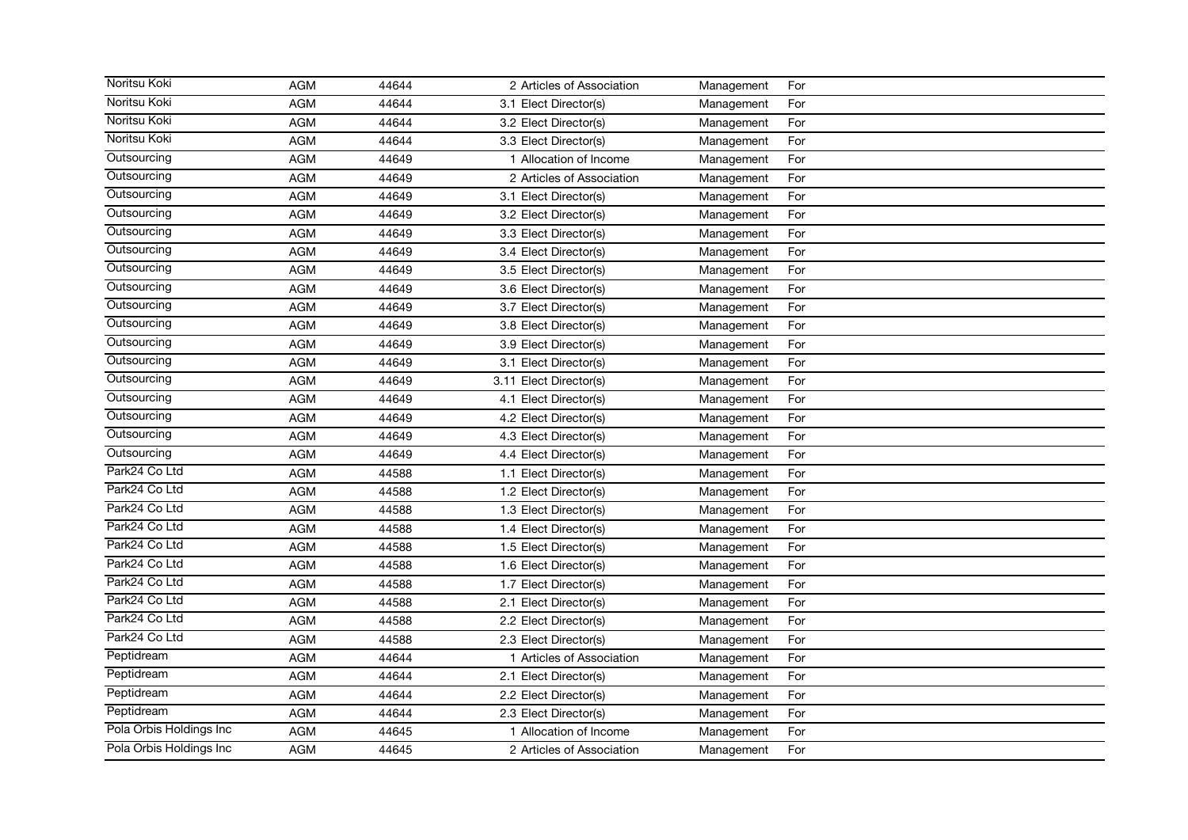| | | | | | |
|---|---|---|---|---|---|
| Noritsu Koki | AGM | 44644 | 2 Articles of Association | Management | For |
| Noritsu Koki | AGM | 44644 | 3.1 Elect Director(s) | Management | For |
| Noritsu Koki | AGM | 44644 | 3.2 Elect Director(s) | Management | For |
| Noritsu Koki | AGM | 44644 | 3.3 Elect Director(s) | Management | For |
| Outsourcing | AGM | 44649 | 1 Allocation of Income | Management | For |
| Outsourcing | AGM | 44649 | 2 Articles of Association | Management | For |
| Outsourcing | AGM | 44649 | 3.1 Elect Director(s) | Management | For |
| Outsourcing | AGM | 44649 | 3.2 Elect Director(s) | Management | For |
| Outsourcing | AGM | 44649 | 3.3 Elect Director(s) | Management | For |
| Outsourcing | AGM | 44649 | 3.4 Elect Director(s) | Management | For |
| Outsourcing | AGM | 44649 | 3.5 Elect Director(s) | Management | For |
| Outsourcing | AGM | 44649 | 3.6 Elect Director(s) | Management | For |
| Outsourcing | AGM | 44649 | 3.7 Elect Director(s) | Management | For |
| Outsourcing | AGM | 44649 | 3.8 Elect Director(s) | Management | For |
| Outsourcing | AGM | 44649 | 3.9 Elect Director(s) | Management | For |
| Outsourcing | AGM | 44649 | 3.1 Elect Director(s) | Management | For |
| Outsourcing | AGM | 44649 | 3.11 Elect Director(s) | Management | For |
| Outsourcing | AGM | 44649 | 4.1 Elect Director(s) | Management | For |
| Outsourcing | AGM | 44649 | 4.2 Elect Director(s) | Management | For |
| Outsourcing | AGM | 44649 | 4.3 Elect Director(s) | Management | For |
| Outsourcing | AGM | 44649 | 4.4 Elect Director(s) | Management | For |
| Park24 Co Ltd | AGM | 44588 | 1.1 Elect Director(s) | Management | For |
| Park24 Co Ltd | AGM | 44588 | 1.2 Elect Director(s) | Management | For |
| Park24 Co Ltd | AGM | 44588 | 1.3 Elect Director(s) | Management | For |
| Park24 Co Ltd | AGM | 44588 | 1.4 Elect Director(s) | Management | For |
| Park24 Co Ltd | AGM | 44588 | 1.5 Elect Director(s) | Management | For |
| Park24 Co Ltd | AGM | 44588 | 1.6 Elect Director(s) | Management | For |
| Park24 Co Ltd | AGM | 44588 | 1.7 Elect Director(s) | Management | For |
| Park24 Co Ltd | AGM | 44588 | 2.1 Elect Director(s) | Management | For |
| Park24 Co Ltd | AGM | 44588 | 2.2 Elect Director(s) | Management | For |
| Park24 Co Ltd | AGM | 44588 | 2.3 Elect Director(s) | Management | For |
| Peptidream | AGM | 44644 | 1 Articles of Association | Management | For |
| Peptidream | AGM | 44644 | 2.1 Elect Director(s) | Management | For |
| Peptidream | AGM | 44644 | 2.2 Elect Director(s) | Management | For |
| Peptidream | AGM | 44644 | 2.3 Elect Director(s) | Management | For |
| Pola Orbis Holdings Inc | AGM | 44645 | 1 Allocation of Income | Management | For |
| Pola Orbis Holdings Inc | AGM | 44645 | 2 Articles of Association | Management | For |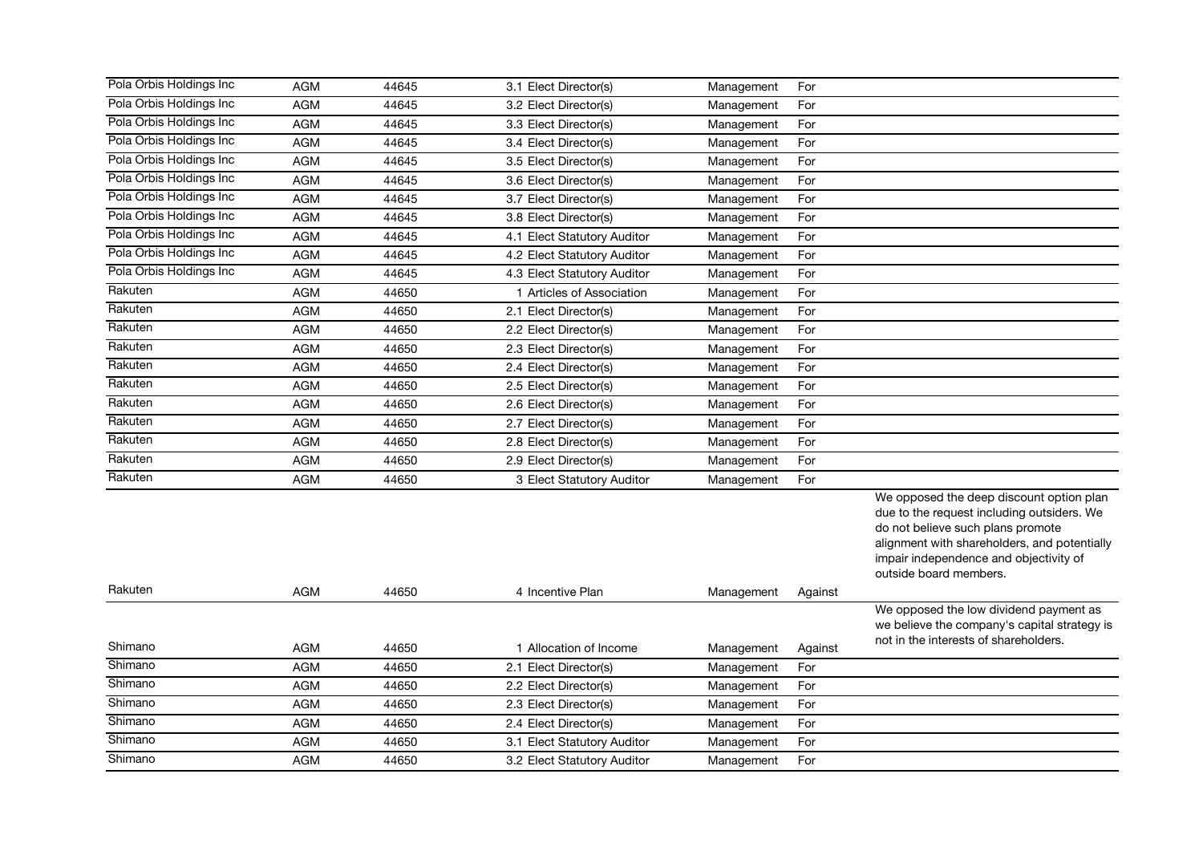| | | | | | | |
|---|---|---|---|---|---|---|
| Pola Orbis Holdings Inc | AGM | 44645 | 3.1 Elect Director(s) | Management | For | |
| Pola Orbis Holdings Inc | AGM | 44645 | 3.2 Elect Director(s) | Management | For | |
| Pola Orbis Holdings Inc | AGM | 44645 | 3.3 Elect Director(s) | Management | For | |
| Pola Orbis Holdings Inc | AGM | 44645 | 3.4 Elect Director(s) | Management | For | |
| Pola Orbis Holdings Inc | AGM | 44645 | 3.5 Elect Director(s) | Management | For | |
| Pola Orbis Holdings Inc | AGM | 44645 | 3.6 Elect Director(s) | Management | For | |
| Pola Orbis Holdings Inc | AGM | 44645 | 3.7 Elect Director(s) | Management | For | |
| Pola Orbis Holdings Inc | AGM | 44645 | 3.8 Elect Director(s) | Management | For | |
| Pola Orbis Holdings Inc | AGM | 44645 | 4.1 Elect Statutory Auditor | Management | For | |
| Pola Orbis Holdings Inc | AGM | 44645 | 4.2 Elect Statutory Auditor | Management | For | |
| Pola Orbis Holdings Inc | AGM | 44645 | 4.3 Elect Statutory Auditor | Management | For | |
| Rakuten | AGM | 44650 | 1 Articles of Association | Management | For | |
| Rakuten | AGM | 44650 | 2.1 Elect Director(s) | Management | For | |
| Rakuten | AGM | 44650 | 2.2 Elect Director(s) | Management | For | |
| Rakuten | AGM | 44650 | 2.3 Elect Director(s) | Management | For | |
| Rakuten | AGM | 44650 | 2.4 Elect Director(s) | Management | For | |
| Rakuten | AGM | 44650 | 2.5 Elect Director(s) | Management | For | |
| Rakuten | AGM | 44650 | 2.6 Elect Director(s) | Management | For | |
| Rakuten | AGM | 44650 | 2.7 Elect Director(s) | Management | For | |
| Rakuten | AGM | 44650 | 2.8 Elect Director(s) | Management | For | |
| Rakuten | AGM | 44650 | 2.9 Elect Director(s) | Management | For | |
| Rakuten | AGM | 44650 | 3 Elect Statutory Auditor | Management | For | |
| Rakuten | AGM | 44650 | 4 Incentive Plan | Management | Against | We opposed the deep discount option plan due to the request including outsiders. We do not believe such plans promote alignment with shareholders, and potentially impair independence and objectivity of outside board members. |
| Shimano | AGM | 44650 | 1 Allocation of Income | Management | Against | We opposed the low dividend payment as we believe the company's capital strategy is not in the interests of shareholders. |
| Shimano | AGM | 44650 | 2.1 Elect Director(s) | Management | For | |
| Shimano | AGM | 44650 | 2.2 Elect Director(s) | Management | For | |
| Shimano | AGM | 44650 | 2.3 Elect Director(s) | Management | For | |
| Shimano | AGM | 44650 | 2.4 Elect Director(s) | Management | For | |
| Shimano | AGM | 44650 | 3.1 Elect Statutory Auditor | Management | For | |
| Shimano | AGM | 44650 | 3.2 Elect Statutory Auditor | Management | For | |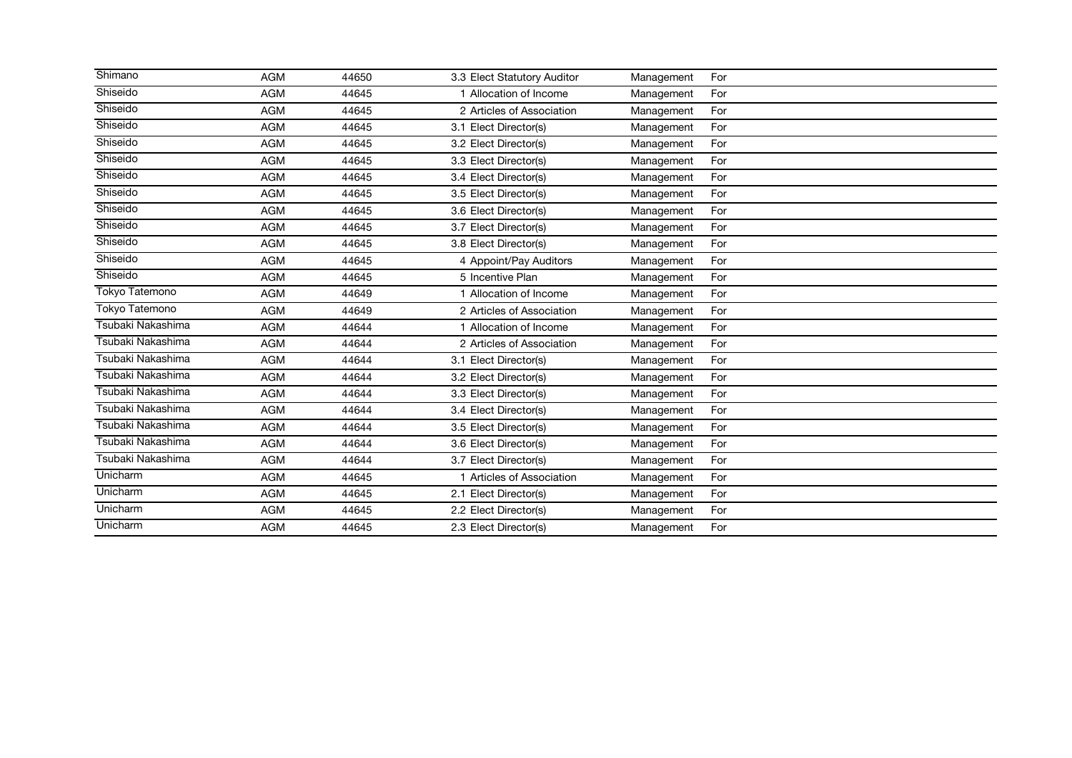| | | | | | |
|---|---|---|---|---|---|
| Shimano | AGM | 44650 | 3.3 Elect Statutory Auditor | Management | For |
| Shiseido | AGM | 44645 | 1 Allocation of Income | Management | For |
| Shiseido | AGM | 44645 | 2 Articles of Association | Management | For |
| Shiseido | AGM | 44645 | 3.1 Elect Director(s) | Management | For |
| Shiseido | AGM | 44645 | 3.2 Elect Director(s) | Management | For |
| Shiseido | AGM | 44645 | 3.3 Elect Director(s) | Management | For |
| Shiseido | AGM | 44645 | 3.4 Elect Director(s) | Management | For |
| Shiseido | AGM | 44645 | 3.5 Elect Director(s) | Management | For |
| Shiseido | AGM | 44645 | 3.6 Elect Director(s) | Management | For |
| Shiseido | AGM | 44645 | 3.7 Elect Director(s) | Management | For |
| Shiseido | AGM | 44645 | 3.8 Elect Director(s) | Management | For |
| Shiseido | AGM | 44645 | 4 Appoint/Pay Auditors | Management | For |
| Shiseido | AGM | 44645 | 5 Incentive Plan | Management | For |
| Tokyo Tatemono | AGM | 44649 | 1 Allocation of Income | Management | For |
| Tokyo Tatemono | AGM | 44649 | 2 Articles of Association | Management | For |
| Tsubaki Nakashima | AGM | 44644 | 1 Allocation of Income | Management | For |
| Tsubaki Nakashima | AGM | 44644 | 2 Articles of Association | Management | For |
| Tsubaki Nakashima | AGM | 44644 | 3.1 Elect Director(s) | Management | For |
| Tsubaki Nakashima | AGM | 44644 | 3.2 Elect Director(s) | Management | For |
| Tsubaki Nakashima | AGM | 44644 | 3.3 Elect Director(s) | Management | For |
| Tsubaki Nakashima | AGM | 44644 | 3.4 Elect Director(s) | Management | For |
| Tsubaki Nakashima | AGM | 44644 | 3.5 Elect Director(s) | Management | For |
| Tsubaki Nakashima | AGM | 44644 | 3.6 Elect Director(s) | Management | For |
| Tsubaki Nakashima | AGM | 44644 | 3.7 Elect Director(s) | Management | For |
| Unicharm | AGM | 44645 | 1 Articles of Association | Management | For |
| Unicharm | AGM | 44645 | 2.1 Elect Director(s) | Management | For |
| Unicharm | AGM | 44645 | 2.2 Elect Director(s) | Management | For |
| Unicharm | AGM | 44645 | 2.3 Elect Director(s) | Management | For |